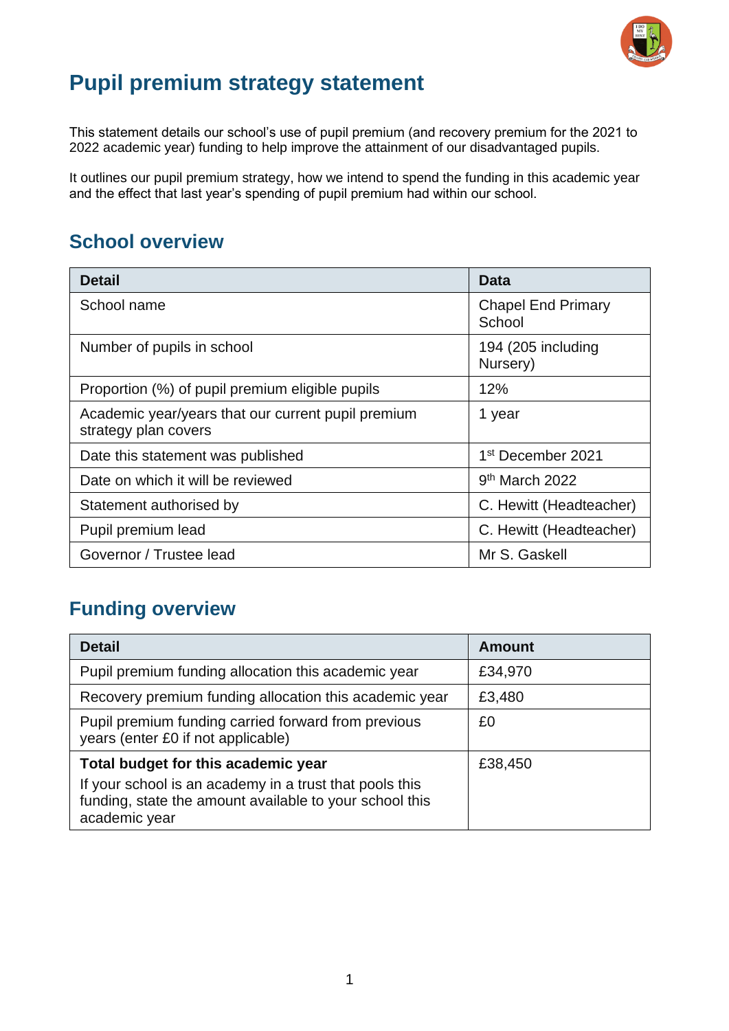# Pupil premium strategy statement

This statement details our school's use of pupil premium (and recovery premium for the 2021 to 2022 academic year) funding to help improve the attainment of our disadvantaged pupils.

It outlines our pupil premium strategy, how we intend to spend the funding in this academic year and the effect that last year's spending of pupil premium had within our school.

## School overview

| Detail | Data |
|---|---|
| School name | Chapel End Primary School |
| Number of pupils in school | 194 (205 including Nursery) |
| Proportion (%) of pupil premium eligible pupils | 12% |
| Academic year/years that our current pupil premium strategy plan covers | 1 year |
| Date this statement was published | 1st December 2021 |
| Date on which it will be reviewed | 9th March 2022 |
| Statement authorised by | C. Hewitt (Headteacher) |
| Pupil premium lead | C. Hewitt (Headteacher) |
| Governor / Trustee lead | Mr S. Gaskell |

## Funding overview

| Detail | Amount |
|---|---|
| Pupil premium funding allocation this academic year | £34,970 |
| Recovery premium funding allocation this academic year | £3,480 |
| Pupil premium funding carried forward from previous years (enter £0 if not applicable) | £0 |
| **Total budget for this academic year**<br>If your school is an academy in a trust that pools this funding, state the amount available to your school this academic year | £38,450 |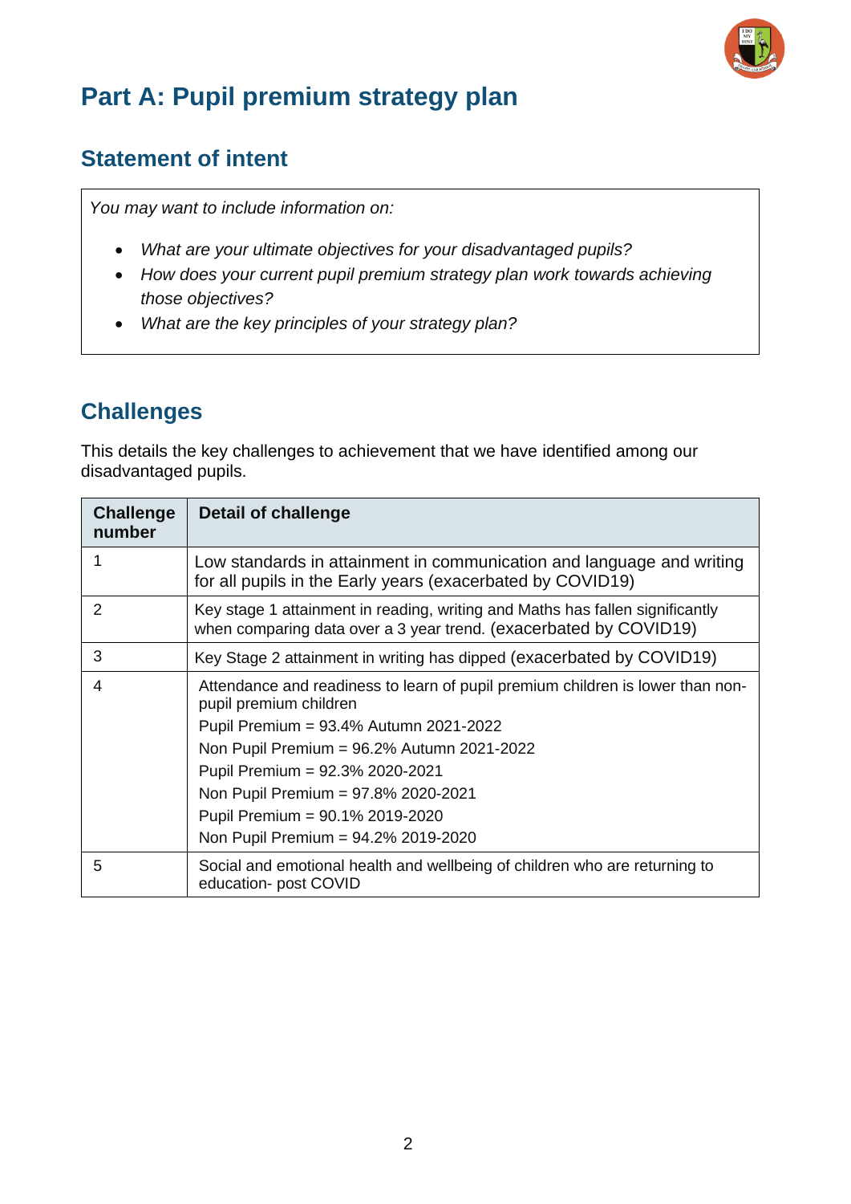# Part A: Pupil premium strategy plan

## Statement of intent

*You may want to include information on:*

- *What are your ultimate objectives for your disadvantaged pupils?*
- *How does your current pupil premium strategy plan work towards achieving those objectives?*
- *What are the key principles of your strategy plan?*

## Challenges

This details the key challenges to achievement that we have identified among our disadvantaged pupils.

| Challenge number | Detail of challenge |
|---|---|
| 1 | Low standards in attainment in communication and language and writing for all pupils in the Early years (exacerbated by COVID19) |
| 2 | Key stage 1 attainment in reading, writing and Maths has fallen significantly when comparing data over a 3 year trend. (exacerbated by COVID19) |
| 3 | Key Stage 2 attainment in writing has dipped (exacerbated by COVID19) |
| 4 | Attendance and readiness to learn of pupil premium children is lower than non-pupil premium children<br>Pupil Premium = 93.4% Autumn 2021-2022<br>Non Pupil Premium = 96.2% Autumn 2021-2022<br>Pupil Premium = 92.3% 2020-2021<br>Non Pupil Premium = 97.8% 2020-2021<br>Pupil Premium = 90.1% 2019-2020<br>Non Pupil Premium = 94.2% 2019-2020 |
| 5 | Social and emotional health and wellbeing of children who are returning to education- post COVID |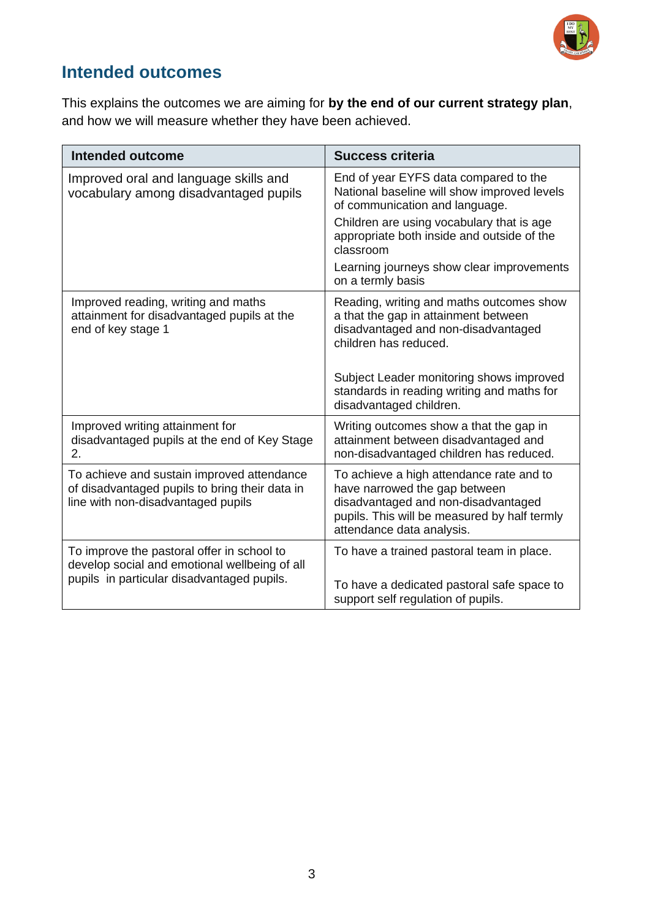## Intended outcomes

This explains the outcomes we are aiming for **by the end of our current strategy plan**, and how we will measure whether they have been achieved.

| Intended outcome | Success criteria |
| --- | --- |
| Improved oral and language skills and vocabulary among disadvantaged pupils | End of year EYFS data compared to the National baseline will show improved levels of communication and language.<br>Children are using vocabulary that is age appropriate both inside and outside of the classroom<br>Learning journeys show clear improvements on a termly basis |
| Improved reading, writing and maths attainment for disadvantaged pupils at the end of key stage 1 | Reading, writing and maths outcomes show a that the gap in attainment between disadvantaged and non-disadvantaged children has reduced.<br><br>Subject Leader monitoring shows improved standards in reading writing and maths for disadvantaged children. |
| Improved writing attainment for disadvantaged pupils at the end of Key Stage 2. | Writing outcomes show a that the gap in attainment between disadvantaged and non-disadvantaged children has reduced. |
| To achieve and sustain improved attendance of disadvantaged pupils to bring their data in line with non-disadvantaged pupils | To achieve a high attendance rate and to have narrowed the gap between disadvantaged and non-disadvantaged pupils. This will be measured by half termly attendance data analysis. |
| To improve the pastoral offer in school to develop social and emotional wellbeing of all pupils in particular disadvantaged pupils. | To have a trained pastoral team in place.<br><br>To have a dedicated pastoral safe space to support self regulation of pupils. |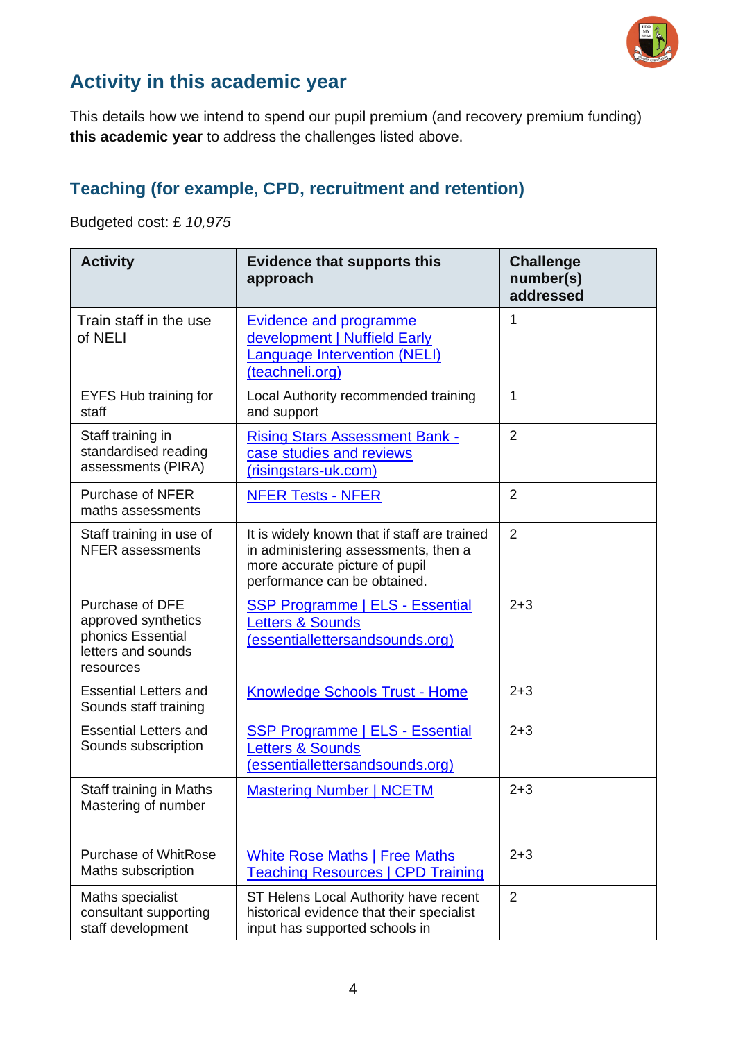## Activity in this academic year

This details how we intend to spend our pupil premium (and recovery premium funding) **this academic year** to address the challenges listed above.

### Teaching (for example, CPD, recruitment and retention)

Budgeted cost: £ *10,975*

| Activity | Evidence that supports this approach | Challenge number(s) addressed |
|---|---|---|
| Train staff in the use of NELI | Evidence and programme development \| Nuffield Early Language Intervention (NELI) (teachneli.org) | 1 |
| EYFS Hub training for staff | Local Authority recommended training and support | 1 |
| Staff training in standardised reading assessments (PIRA) | Rising Stars Assessment Bank - case studies and reviews (risingstars-uk.com) | 2 |
| Purchase of NFER maths assessments | NFER Tests - NFER | 2 |
| Staff training in use of NFER assessments | It is widely known that if staff are trained in administering assessments, then a more accurate picture of pupil performance can be obtained. | 2 |
| Purchase of DFE approved synthetics phonics Essential letters and sounds resources | SSP Programme \| ELS - Essential Letters & Sounds (essentiallettersandsounds.org) | 2+3 |
| Essential Letters and Sounds staff training | Knowledge Schools Trust - Home | 2+3 |
| Essential Letters and Sounds subscription | SSP Programme \| ELS - Essential Letters & Sounds (essentiallettersandsounds.org) | 2+3 |
| Staff training in Maths Mastering of number | Mastering Number \| NCETM | 2+3 |
| Purchase of WhitRose Maths subscription | White Rose Maths \| Free Maths Teaching Resources \| CPD Training | 2+3 |
| Maths specialist consultant supporting staff development | ST Helens Local Authority have recent historical evidence that their specialist input has supported schools in | 2 |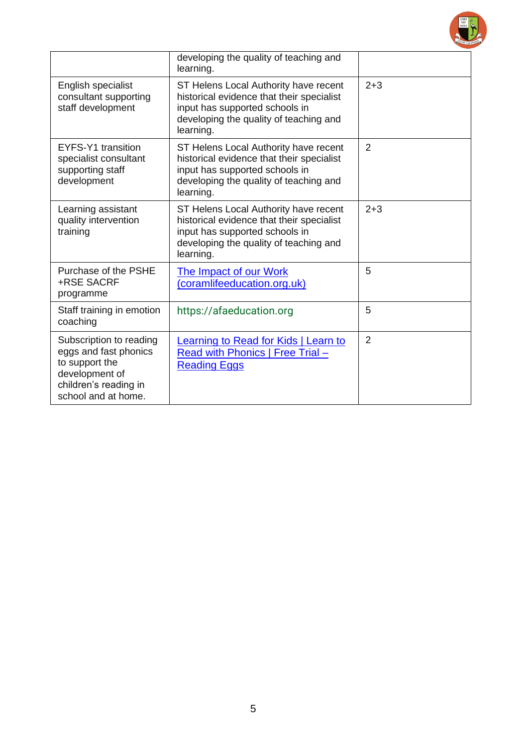| | | |
|---|---|---|
| | developing the quality of teaching and learning. | |
| English specialist consultant supporting staff development | ST Helens Local Authority have recent historical evidence that their specialist input has supported schools in developing the quality of teaching and learning. | 2+3 |
| EYFS-Y1 transition specialist consultant supporting staff development | ST Helens Local Authority have recent historical evidence that their specialist input has supported schools in developing the quality of teaching and learning. | 2 |
| Learning assistant quality intervention training | ST Helens Local Authority have recent historical evidence that their specialist input has supported schools in developing the quality of teaching and learning. | 2+3 |
| Purchase of the PSHE +RSE SACRF programme | The Impact of our Work (coramlifeeducation.org.uk) | 5 |
| Staff training in emotion coaching | https://afaeducation.org | 5 |
| Subscription to reading eggs and fast phonics to support the development of children's reading in school and at home. | Learning to Read for Kids \| Learn to Read with Phonics \| Free Trial – Reading Eggs | 2 |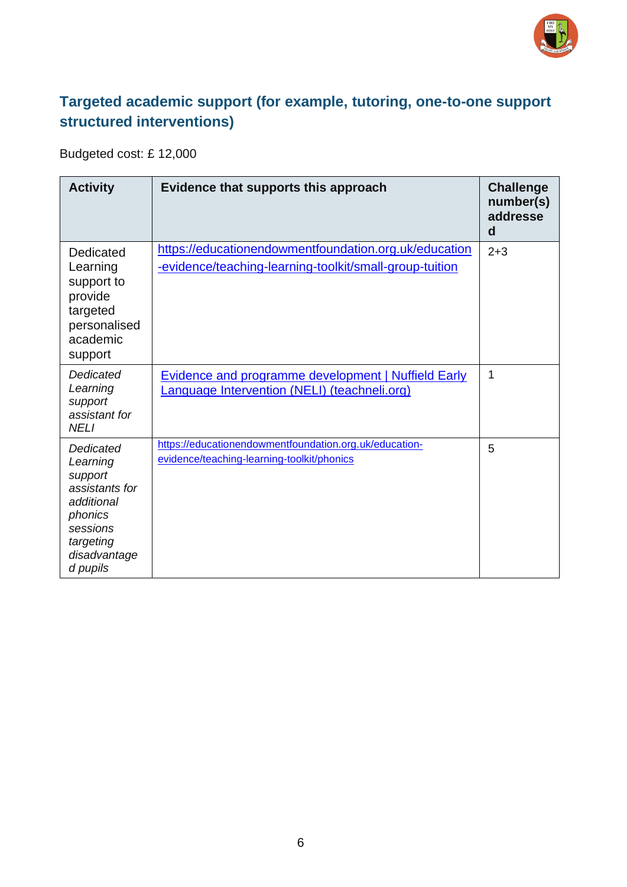## Targeted academic support (for example, tutoring, one-to-one support structured interventions)

Budgeted cost: £ 12,000

| Activity | Evidence that supports this approach | Challenge number(s) addressed |
|---|---|---|
| Dedicated Learning support to provide targeted personalised academic support | https://educationendowmentfoundation.org.uk/education-evidence/teaching-learning-toolkit/small-group-tuition | 2+3 |
| *Dedicated Learning support assistant for NELI* | Evidence and programme development \| Nuffield Early Language Intervention (NELI) (teachneli.org) | 1 |
| *Dedicated Learning support assistants for additional phonics sessions targeting disadvantaged pupils* | https://educationendowmentfoundation.org.uk/education-evidence/teaching-learning-toolkit/phonics | 5 |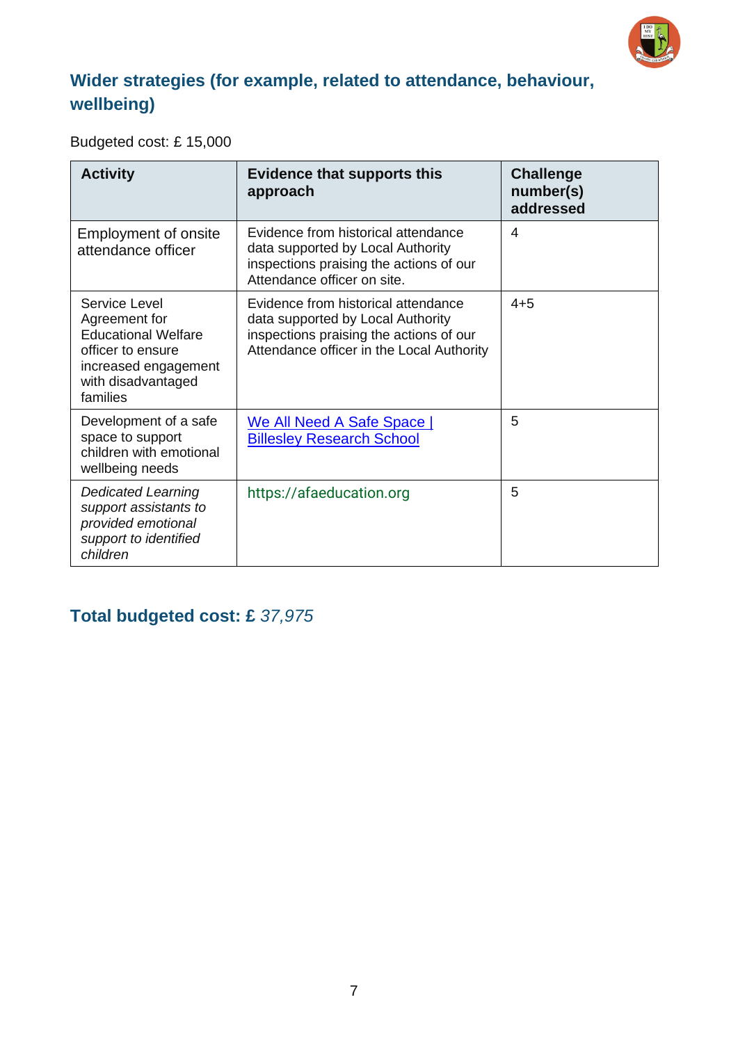## Wider strategies (for example, related to attendance, behaviour, wellbeing)

Budgeted cost: £ 15,000

| Activity | Evidence that supports this approach | Challenge number(s) addressed |
|---|---|---|
| Employment of onsite attendance officer | Evidence from historical attendance data supported by Local Authority inspections praising the actions of our Attendance officer on site. | 4 |
| Service Level Agreement for Educational Welfare officer to ensure increased engagement with disadvantaged families | Evidence from historical attendance data supported by Local Authority inspections praising the actions of our Attendance officer in the Local Authority | 4+5 |
| Development of a safe space to support children with emotional wellbeing needs | [We All Need A Safe Space \| Billesley Research School]() | 5 |
| *Dedicated Learning support assistants to provided emotional support to identified children* | https://afaeducation.org | 5 |

## Total budgeted cost: £ *37,975*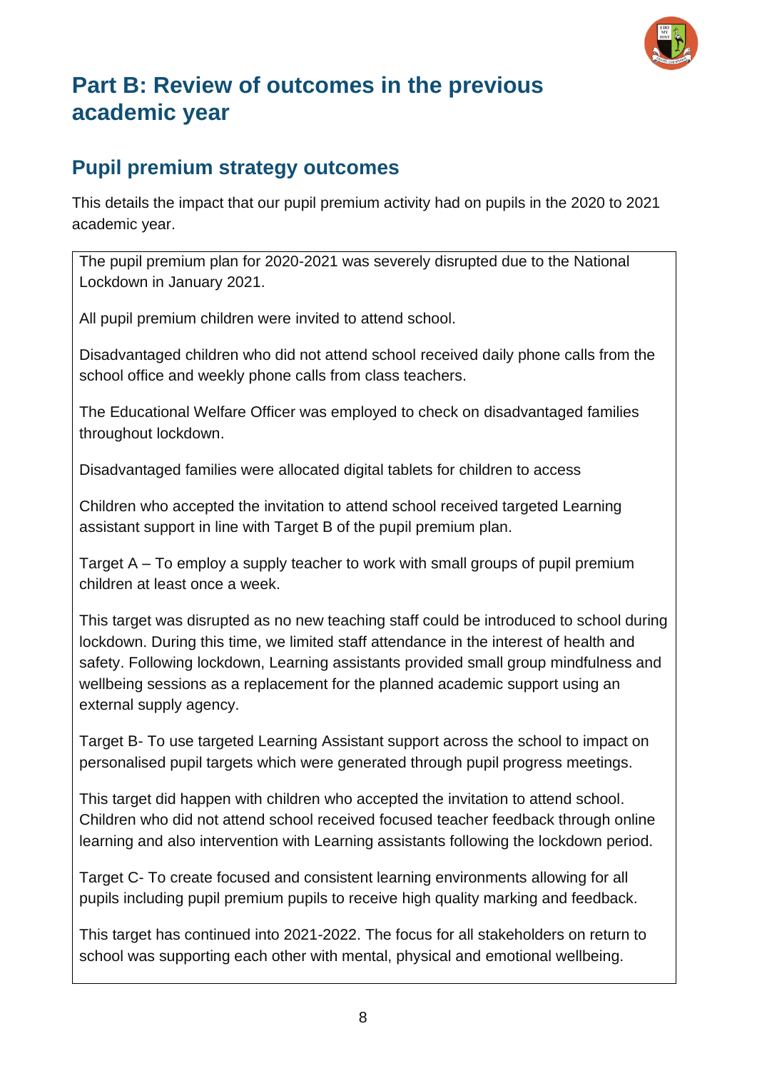# Part B: Review of outcomes in the previous academic year

## Pupil premium strategy outcomes

This details the impact that our pupil premium activity had on pupils in the 2020 to 2021 academic year.

The pupil premium plan for 2020-2021 was severely disrupted due to the National Lockdown in January 2021.

All pupil premium children were invited to attend school.

Disadvantaged children who did not attend school received daily phone calls from the school office and weekly phone calls from class teachers.

The Educational Welfare Officer was employed to check on disadvantaged families throughout lockdown.

Disadvantaged families were allocated digital tablets for children to access

Children who accepted the invitation to attend school received targeted Learning assistant support in line with Target B of the pupil premium plan.

Target A – To employ a supply teacher to work with small groups of pupil premium children at least once a week.

This target was disrupted as no new teaching staff could be introduced to school during lockdown. During this time, we limited staff attendance in the interest of health and safety. Following lockdown, Learning assistants provided small group mindfulness and wellbeing sessions as a replacement for the planned academic support using an external supply agency.

Target B- To use targeted Learning Assistant support across the school to impact on personalised pupil targets which were generated through pupil progress meetings.

This target did happen with children who accepted the invitation to attend school. Children who did not attend school received focused teacher feedback through online learning and also intervention with Learning assistants following the lockdown period.

Target C- To create focused and consistent learning environments allowing for all pupils including pupil premium pupils to receive high quality marking and feedback.

This target has continued into 2021-2022. The focus for all stakeholders on return to school was supporting each other with mental, physical and emotional wellbeing.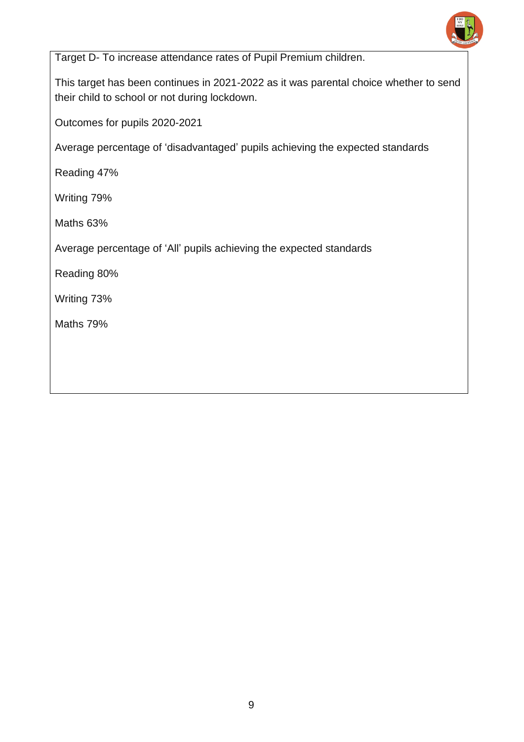Target D- To increase attendance rates of Pupil Premium children.

This target has been continues in 2021-2022 as it was parental choice whether to send their child to school or not during lockdown.

Outcomes for pupils 2020-2021

Average percentage of 'disadvantaged' pupils achieving the expected standards

Reading 47%

Writing 79%

Maths 63%

Average percentage of 'All' pupils achieving the expected standards

Reading 80%

Writing 73%

Maths 79%